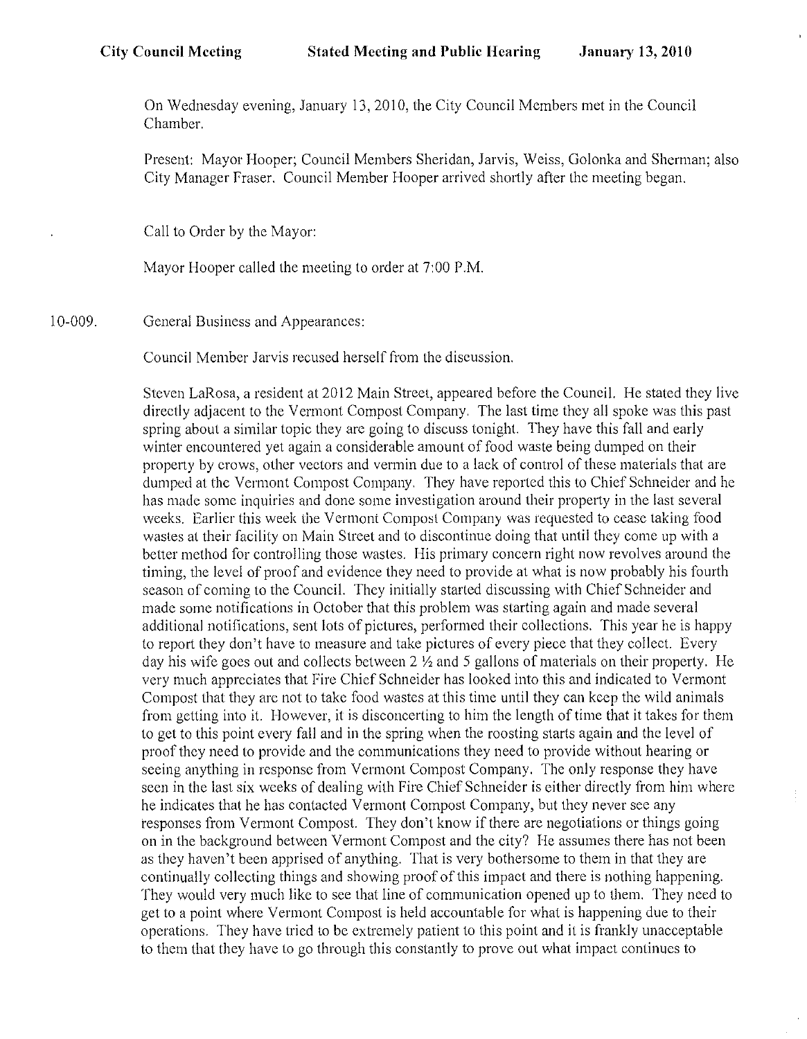**City Council Meeting** **Stated Meeting and Public Hearing** **January 13, 2010**

On Wednesday evening, January 13, 2010, the City Council Members met in the Council Chamber.

Present: Mayor Hooper; Council Members Sheridan, Jarvis, Weiss, Golonka and Sherman; also City Manager Fraser. Council Member Hooper arrived shortly after the meeting began.

Call to Order by the Mayor:

Mayor Hooper called the meeting to order at 7:00 P.M.

10-009. General Business and Appearances:

Council Member Jarvis recused herself from the discussion.

Steven LaRosa, a resident at 2012 Main Street, appeared before the Council. He stated they live directly adjacent to the Vermont Compost Company. The last time they all spoke was this past spring about a similar topic they are going to discuss tonight. They have this fall and early winter encountered yet again a considerable amount of food waste being dumped on their property by crows, other vectors and vermin due to a lack of control of these materials that are dumped at the Vermont Compost Company. They have reported this to Chief Schneider and he has made some inquiries and done some investigation around their property in the last several weeks. Earlier this week the Vermont Compost Company was requested to cease taking food wastes at their facility on Main Street and to discontinue doing that until they come up with a better method for controlling those wastes. His primary concern right now revolves around the timing, the level of proof and evidence they need to provide at what is now probably his fourth season of coming to the Council. They initially started discussing with Chief Schneider and made some notifications in October that this problem was starting again and made several additional notifications, sent lots of pictures, performed their collections. This year he is happy to report they don't have to measure and take pictures of every piece that they collect. Every day his wife goes out and collects between 2 ½ and 5 gallons of materials on their property. He very much appreciates that Fire Chief Schneider has looked into this and indicated to Vermont Compost that they are not to take food wastes at this time until they can keep the wild animals from getting into it. However, it is disconcerting to him the length of time that it takes for them to get to this point every fall and in the spring when the roosting starts again and the level of proof they need to provide and the communications they need to provide without hearing or seeing anything in response from Vermont Compost Company. The only response they have seen in the last six weeks of dealing with Fire Chief Schneider is either directly from him where he indicates that he has contacted Vermont Compost Company, but they never see any responses from Vermont Compost. They don't know if there are negotiations or things going on in the background between Vermont Compost and the city? He assumes there has not been as they haven't been apprised of anything. That is very bothersome to them in that they are continually collecting things and showing proof of this impact and there is nothing happening. They would very much like to see that line of communication opened up to them. They need to get to a point where Vermont Compost is held accountable for what is happening due to their operations. They have tried to be extremely patient to this point and it is frankly unacceptable to them that they have to go through this constantly to prove out what impact continues to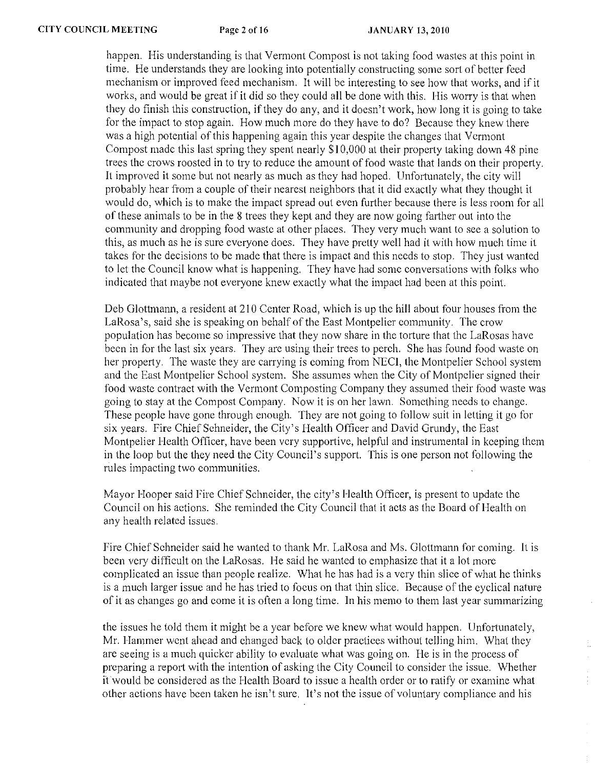happen. His understanding is that Vermont Compost is not taking food wastes at this point in time. He understands they are looking into potentially constructing some sort of better feed mechanism or improved feed mechanism. It will be interesting to see how that works, and if it works, and would be great if it did so they could all be done with this. His worry is that when they do finish this construction, if they do any, and it doesn't work, how long it is going to take for the impact to stop again. How much more do they have to do? Because they knew there was a high potential of this happening again this year despite the changes that Vermont Compost made this last spring they spent nearly $10,000 at their property taking down 48 pine trees the crows roosted in to try to reduce the amount of food waste that lands on their property. It improved it some but not nearly as much as they had hoped. Unfortunately, the city will probably hear from a couple of their nearest neighbors that it did exactly what they thought it would do, which is to make the impact spread out even further because there is less room for all of these animals to be in the 8 trees they kept and they are now going farther out into the community and dropping food waste at other places. They very much want to see a solution to this, as much as he is sure everyone does. They have pretty well had it with how much time it takes for the decisions to be made that there is impact and this needs to stop. They just wanted to let the Council know what is happening. They have had some conversations with folks who indicated that maybe not everyone knew exactly what the impact had been at this point.

Deb Glottmann, a resident at 210 Center Road, which is up the hill about four houses from the LaRosa's, said she is speaking on behalf of the East Montpelier community. The crow population has become so impressive that they now share in the torture that the LaRosas have been in for the last six years. They are using their trees to perch. She has found food waste on her property. The waste they are carrying is coming from NECI, the Montpelier School system and the East Montpelier School system. She assumes when the City of Montpelier signed their food waste contract with the Vermont Composting Company they assumed their food waste was going to stay at the Compost Company. Now it is on her lawn. Something needs to change. These people have gone through enough. They are not going to follow suit in letting it go for six years. Fire Chief Schneider, the City's Health Officer and David Grundy, the East Montpelier Health Officer, have been very supportive, helpful and instrumental in keeping them in the loop but the they need the City Council's support. This is one person not following the rules impacting two communities.

Mayor Hooper said Fire Chief Schneider, the city's Health Officer, is present to update the Council on his actions. She reminded the City Council that it acts as the Board of Health on any health related issues.

Fire Chief Schneider said he wanted to thank Mr. LaRosa and Ms. Glottmann for coming. It is been very difficult on the LaRosas. He said he wanted to emphasize that it a lot more complicated an issue than people realize. What he has had is a very thin slice of what he thinks is a much larger issue and he has tried to focus on that thin slice. Because of the cyclical nature of it as changes go and come it is often a long time. In his memo to them last year summarizing the issues he told them it might be a year before we knew what would happen. Unfortunately, Mr. Hammer went ahead and changed back to older practices without telling him. What they are seeing is a much quicker ability to evaluate what was going on. He is in the process of preparing a report with the intention of asking the City Council to consider the issue. Whether it would be considered as the Health Board to issue a health order or to ratify or examine what other actions have been taken he isn't sure. It's not the issue of voluntary compliance and his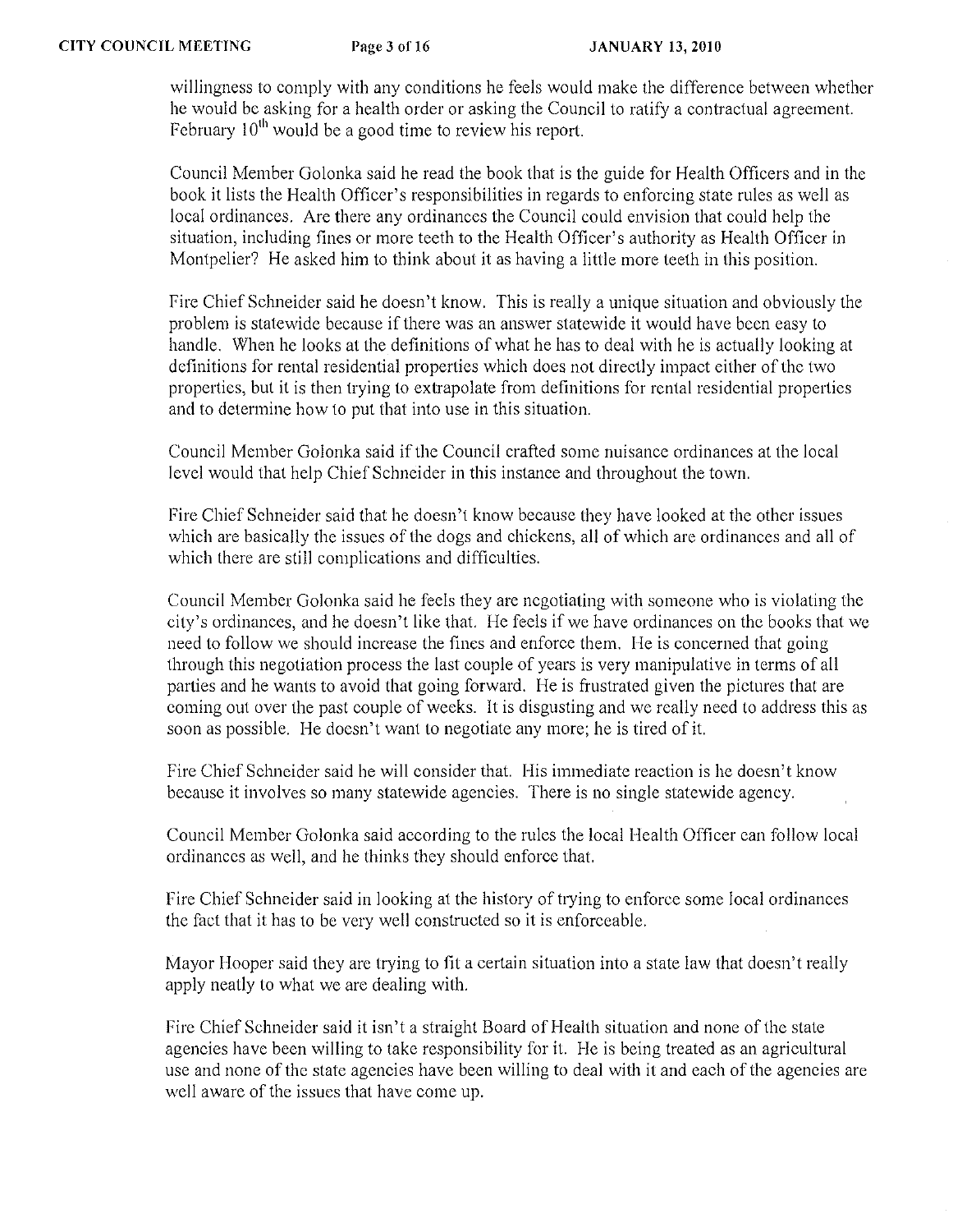willingness to comply with any conditions he feels would make the difference between whether he would be asking for a health order or asking the Council to ratify a contractual agreement. February 10th would be a good time to review his report.

Council Member Golonka said he read the book that is the guide for Health Officers and in the book it lists the Health Officer's responsibilities in regards to enforcing state rules as well as local ordinances. Are there any ordinances the Council could envision that could help the situation, including fines or more teeth to the Health Officer's authority as Health Officer in Montpelier? He asked him to think about it as having a little more teeth in this position.

Fire Chief Schneider said he doesn't know. This is really a unique situation and obviously the problem is statewide because if there was an answer statewide it would have been easy to handle. When he looks at the definitions of what he has to deal with he is actually looking at definitions for rental residential properties which does not directly impact either of the two properties, but it is then trying to extrapolate from definitions for rental residential properties and to determine how to put that into use in this situation.

Council Member Golonka said if the Council crafted some nuisance ordinances at the local level would that help Chief Schneider in this instance and throughout the town.

Fire Chief Schneider said that he doesn't know because they have looked at the other issues which are basically the issues of the dogs and chickens, all of which are ordinances and all of which there are still complications and difficulties.

Council Member Golonka said he feels they are negotiating with someone who is violating the city's ordinances, and he doesn't like that. He feels if we have ordinances on the books that we need to follow we should increase the fines and enforce them. He is concerned that going through this negotiation process the last couple of years is very manipulative in terms of all parties and he wants to avoid that going forward. He is frustrated given the pictures that are coming out over the past couple of weeks. It is disgusting and we really need to address this as soon as possible. He doesn't want to negotiate any more; he is tired of it.

Fire Chief Schneider said he will consider that. His immediate reaction is he doesn't know because it involves so many statewide agencies. There is no single statewide agency.

Council Member Golonka said according to the rules the local Health Officer can follow local ordinances as well, and he thinks they should enforce that.

Fire Chief Schneider said in looking at the history of trying to enforce some local ordinances the fact that it has to be very well constructed so it is enforceable.

Mayor Hooper said they are trying to fit a certain situation into a state law that doesn't really apply neatly to what we are dealing with.

Fire Chief Schneider said it isn't a straight Board of Health situation and none of the state agencies have been willing to take responsibility for it. He is being treated as an agricultural use and none of the state agencies have been willing to deal with it and each of the agencies are well aware of the issues that have come up.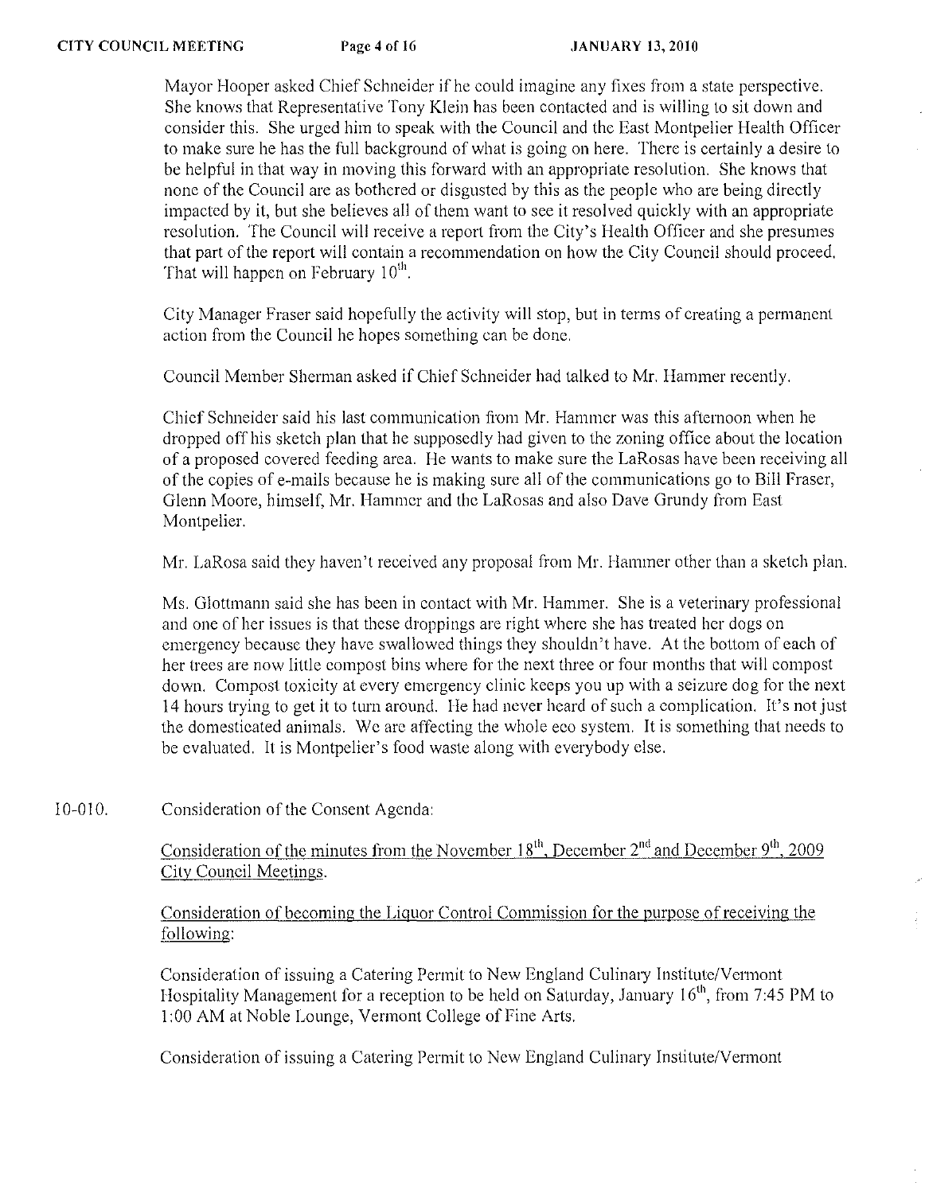Mayor Hooper asked Chief Schneider if he could imagine any fixes from a state perspective. She knows that Representative Tony Klein has been contacted and is willing to sit down and consider this. She urged him to speak with the Council and the East Montpelier Health Officer to make sure he has the full background of what is going on here. There is certainly a desire to be helpful in that way in moving this forward with an appropriate resolution. She knows that none of the Council are as bothered or disgusted by this as the people who are being directly impacted by it, but she believes all of them want to see it resolved quickly with an appropriate resolution. The Council will receive a report from the City's Health Officer and she presumes that part of the report will contain a recommendation on how the City Council should proceed. That will happen on February 10th.

City Manager Fraser said hopefully the activity will stop, but in terms of creating a permanent action from the Council he hopes something can be done.

Council Member Sherman asked if Chief Schneider had talked to Mr. Hammer recently.

Chief Schneider said his last communication from Mr. Hammer was this afternoon when he dropped off his sketch plan that he supposedly had given to the zoning office about the location of a proposed covered feeding area. He wants to make sure the LaRosas have been receiving all of the copies of e-mails because he is making sure all of the communications go to Bill Fraser, Glenn Moore, himself, Mr. Hammer and the LaRosas and also Dave Grundy from East Montpelier.

Mr. LaRosa said they haven't received any proposal from Mr. Hammer other than a sketch plan.

Ms. Glottmann said she has been in contact with Mr. Hammer. She is a veterinary professional and one of her issues is that these droppings are right where she has treated her dogs on emergency because they have swallowed things they shouldn't have. At the bottom of each of her trees are now little compost bins where for the next three or four months that will compost down. Compost toxicity at every emergency clinic keeps you up with a seizure dog for the next 14 hours trying to get it to turn around. He had never heard of such a complication. It's not just the domesticated animals. We are affecting the whole eco system. It is something that needs to be evaluated. It is Montpelier's food waste along with everybody else.

10-010. Consideration of the Consent Agenda:

Consideration of the minutes from the November 18th, December 2nd and December 9th, 2009 City Council Meetings.

Consideration of becoming the Liquor Control Commission for the purpose of receiving the following:

Consideration of issuing a Catering Permit to New England Culinary Institute/Vermont Hospitality Management for a reception to be held on Saturday, January 16th, from 7:45 PM to 1:00 AM at Noble Lounge, Vermont College of Fine Arts.

Consideration of issuing a Catering Permit to New England Culinary Institute/Vermont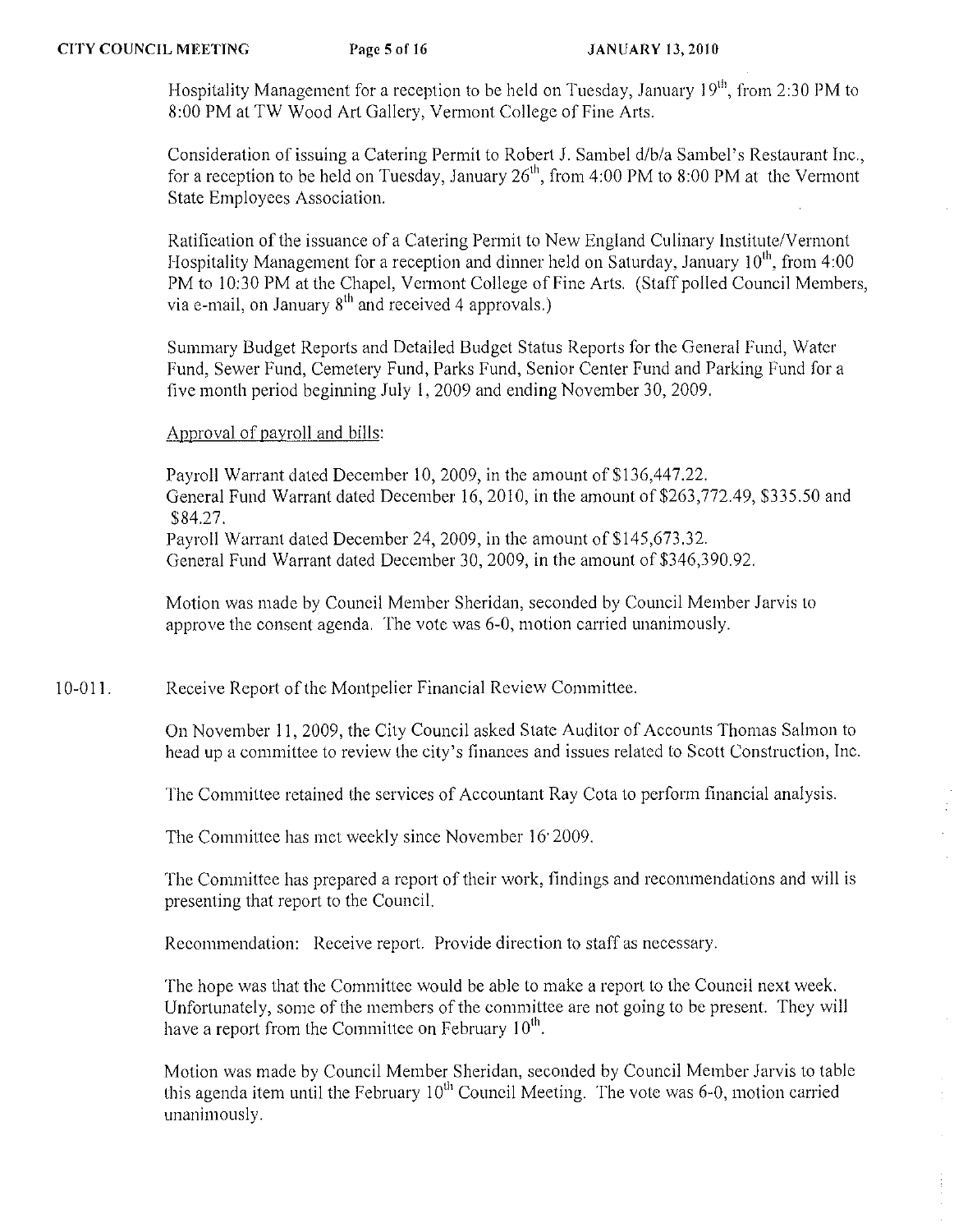Hospitality Management for a reception to be held on Tuesday, January 19th, from 2:30 PM to 8:00 PM at TW Wood Art Gallery, Vermont College of Fine Arts.

Consideration of issuing a Catering Permit to Robert J. Sambel d/b/a Sambel's Restaurant Inc., for a reception to be held on Tuesday, January 26th, from 4:00 PM to 8:00 PM at the Vermont State Employees Association.

Ratification of the issuance of a Catering Permit to New England Culinary Institute/Vermont Hospitality Management for a reception and dinner held on Saturday, January 10th, from 4:00 PM to 10:30 PM at the Chapel, Vermont College of Fine Arts. (Staff polled Council Members, via e-mail, on January 8th and received 4 approvals.)

Summary Budget Reports and Detailed Budget Status Reports for the General Fund, Water Fund, Sewer Fund, Cemetery Fund, Parks Fund, Senior Center Fund and Parking Fund for a five month period beginning July 1, 2009 and ending November 30, 2009.

Approval of payroll and bills:

Payroll Warrant dated December 10, 2009, in the amount of $136,447.22.
General Fund Warrant dated December 16, 2010, in the amount of $263,772.49, $335.50 and $84.27.
Payroll Warrant dated December 24, 2009, in the amount of $145,673.32.
General Fund Warrant dated December 30, 2009, in the amount of $346,390.92.

Motion was made by Council Member Sheridan, seconded by Council Member Jarvis to approve the consent agenda. The vote was 6-0, motion carried unanimously.

10-011. Receive Report of the Montpelier Financial Review Committee.

On November 11, 2009, the City Council asked State Auditor of Accounts Thomas Salmon to head up a committee to review the city's finances and issues related to Scott Construction, Inc.

The Committee retained the services of Accountant Ray Cota to perform financial analysis.

The Committee has met weekly since November 16 2009.

The Committee has prepared a report of their work, findings and recommendations and will is presenting that report to the Council.

Recommendation: Receive report. Provide direction to staff as necessary.

The hope was that the Committee would be able to make a report to the Council next week. Unfortunately, some of the members of the committee are not going to be present. They will have a report from the Committee on February 10th.

Motion was made by Council Member Sheridan, seconded by Council Member Jarvis to table this agenda item until the February 10th Council Meeting. The vote was 6-0, motion carried unanimously.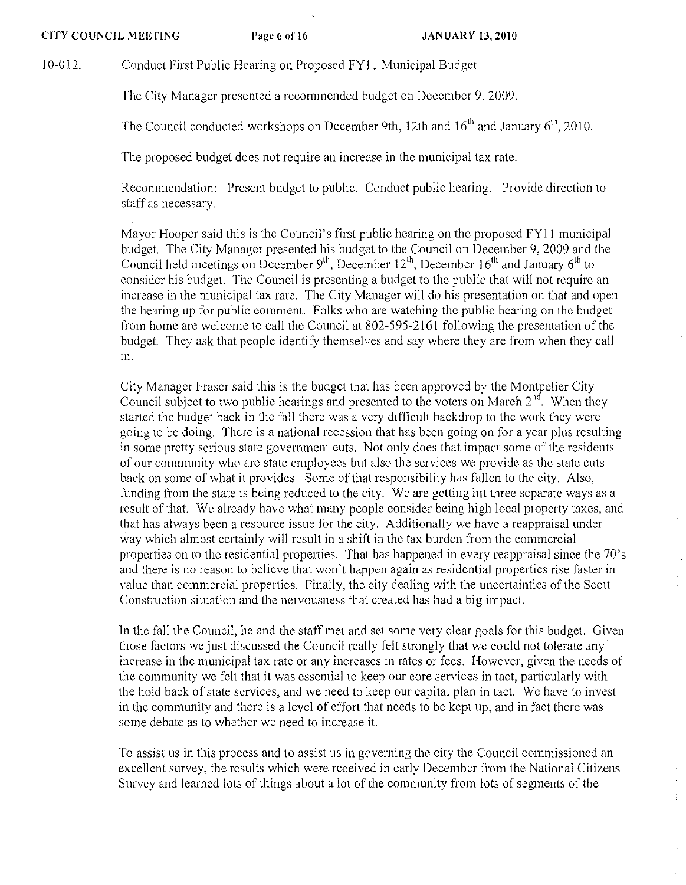10-012. Conduct First Public Hearing on Proposed FY11 Municipal Budget

The City Manager presented a recommended budget on December 9, 2009.

The Council conducted workshops on December 9th, 12th and 16th and January 6th, 2010.

The proposed budget does not require an increase in the municipal tax rate.

Recommendation: Present budget to public. Conduct public hearing. Provide direction to staff as necessary.

Mayor Hooper said this is the Council's first public hearing on the proposed FY11 municipal budget. The City Manager presented his budget to the Council on December 9, 2009 and the Council held meetings on December 9th, December 12th, December 16th and January 6th to consider his budget. The Council is presenting a budget to the public that will not require an increase in the municipal tax rate. The City Manager will do his presentation on that and open the hearing up for public comment. Folks who are watching the public hearing on the budget from home are welcome to call the Council at 802-595-2161 following the presentation of the budget. They ask that people identify themselves and say where they are from when they call in.

City Manager Fraser said this is the budget that has been approved by the Montpelier City Council subject to two public hearings and presented to the voters on March 2nd. When they started the budget back in the fall there was a very difficult backdrop to the work they were going to be doing. There is a national recession that has been going on for a year plus resulting in some pretty serious state government cuts. Not only does that impact some of the residents of our community who are state employees but also the services we provide as the state cuts back on some of what it provides. Some of that responsibility has fallen to the city. Also, funding from the state is being reduced to the city. We are getting hit three separate ways as a result of that. We already have what many people consider being high local property taxes, and that has always been a resource issue for the city. Additionally we have a reappraisal under way which almost certainly will result in a shift in the tax burden from the commercial properties on to the residential properties. That has happened in every reappraisal since the 70's and there is no reason to believe that won't happen again as residential properties rise faster in value than commercial properties. Finally, the city dealing with the uncertainties of the Scott Construction situation and the nervousness that created has had a big impact.

In the fall the Council, he and the staff met and set some very clear goals for this budget. Given those factors we just discussed the Council really felt strongly that we could not tolerate any increase in the municipal tax rate or any increases in rates or fees. However, given the needs of the community we felt that it was essential to keep our core services in tact, particularly with the hold back of state services, and we need to keep our capital plan in tact. We have to invest in the community and there is a level of effort that needs to be kept up, and in fact there was some debate as to whether we need to increase it.

To assist us in this process and to assist us in governing the city the Council commissioned an excellent survey, the results which were received in early December from the National Citizens Survey and learned lots of things about a lot of the community from lots of segments of the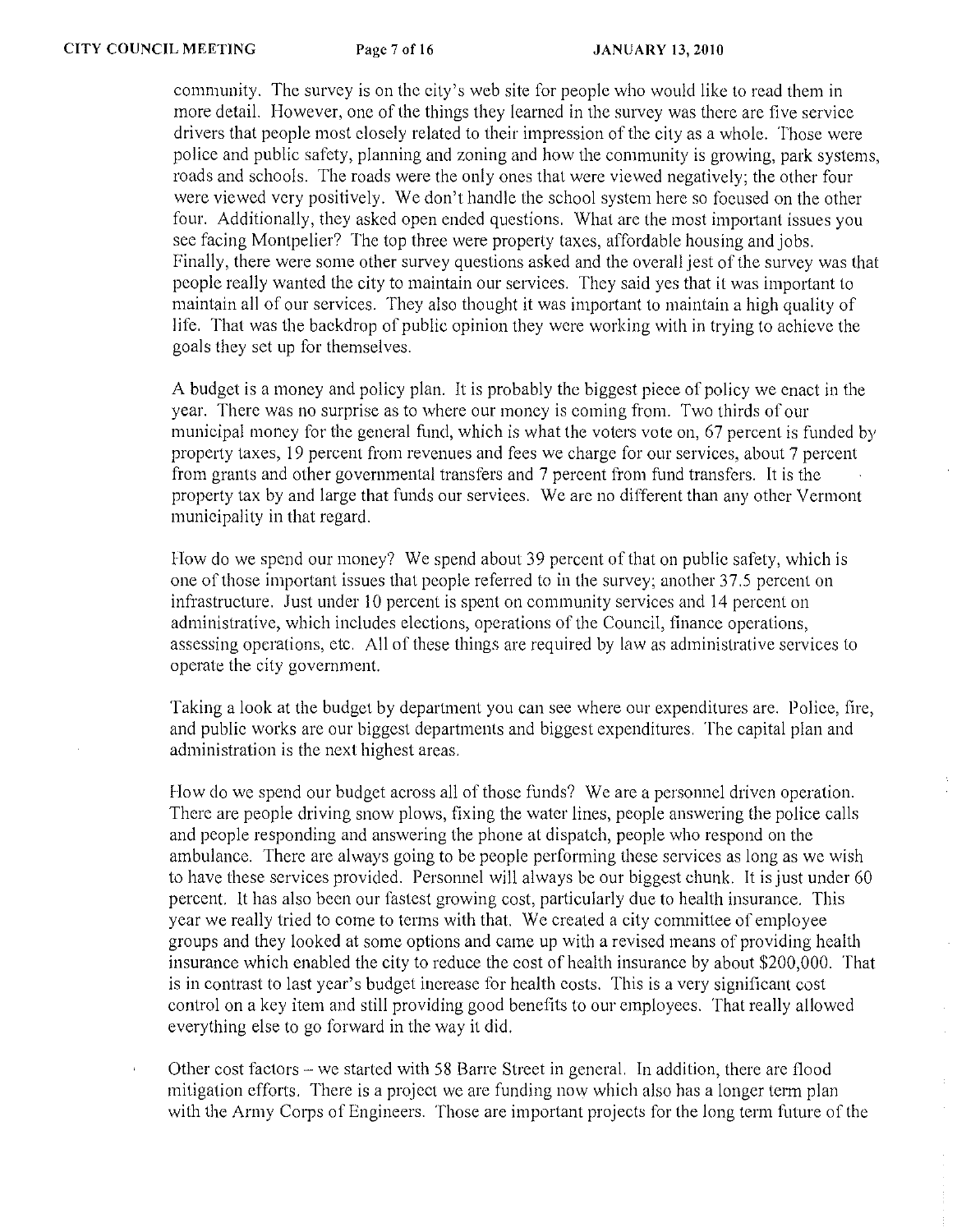community. The survey is on the city's web site for people who would like to read them in more detail. However, one of the things they learned in the survey was there are five service drivers that people most closely related to their impression of the city as a whole. Those were police and public safety, planning and zoning and how the community is growing, park systems, roads and schools. The roads were the only ones that were viewed negatively; the other four were viewed very positively. We don't handle the school system here so focused on the other four. Additionally, they asked open ended questions. What are the most important issues you see facing Montpelier? The top three were property taxes, affordable housing and jobs. Finally, there were some other survey questions asked and the overall jest of the survey was that people really wanted the city to maintain our services. They said yes that it was important to maintain all of our services. They also thought it was important to maintain a high quality of life. That was the backdrop of public opinion they were working with in trying to achieve the goals they set up for themselves.

A budget is a money and policy plan. It is probably the biggest piece of policy we enact in the year. There was no surprise as to where our money is coming from. Two thirds of our municipal money for the general fund, which is what the voters vote on, 67 percent is funded by property taxes, 19 percent from revenues and fees we charge for our services, about 7 percent from grants and other governmental transfers and 7 percent from fund transfers. It is the property tax by and large that funds our services. We are no different than any other Vermont municipality in that regard.

How do we spend our money? We spend about 39 percent of that on public safety, which is one of those important issues that people referred to in the survey; another 37.5 percent on infrastructure. Just under 10 percent is spent on community services and 14 percent on administrative, which includes elections, operations of the Council, finance operations, assessing operations, etc. All of these things are required by law as administrative services to operate the city government.

Taking a look at the budget by department you can see where our expenditures are. Police, fire, and public works are our biggest departments and biggest expenditures. The capital plan and administration is the next highest areas.

How do we spend our budget across all of those funds? We are a personnel driven operation. There are people driving snow plows, fixing the water lines, people answering the police calls and people responding and answering the phone at dispatch, people who respond on the ambulance. There are always going to be people performing these services as long as we wish to have these services provided. Personnel will always be our biggest chunk. It is just under 60 percent. It has also been our fastest growing cost, particularly due to health insurance. This year we really tried to come to terms with that. We created a city committee of employee groups and they looked at some options and came up with a revised means of providing health insurance which enabled the city to reduce the cost of health insurance by about $200,000. That is in contrast to last year's budget increase for health costs. This is a very significant cost control on a key item and still providing good benefits to our employees. That really allowed everything else to go forward in the way it did.

Other cost factors – we started with 58 Barre Street in general. In addition, there are flood mitigation efforts. There is a project we are funding now which also has a longer term plan with the Army Corps of Engineers. Those are important projects for the long term future of the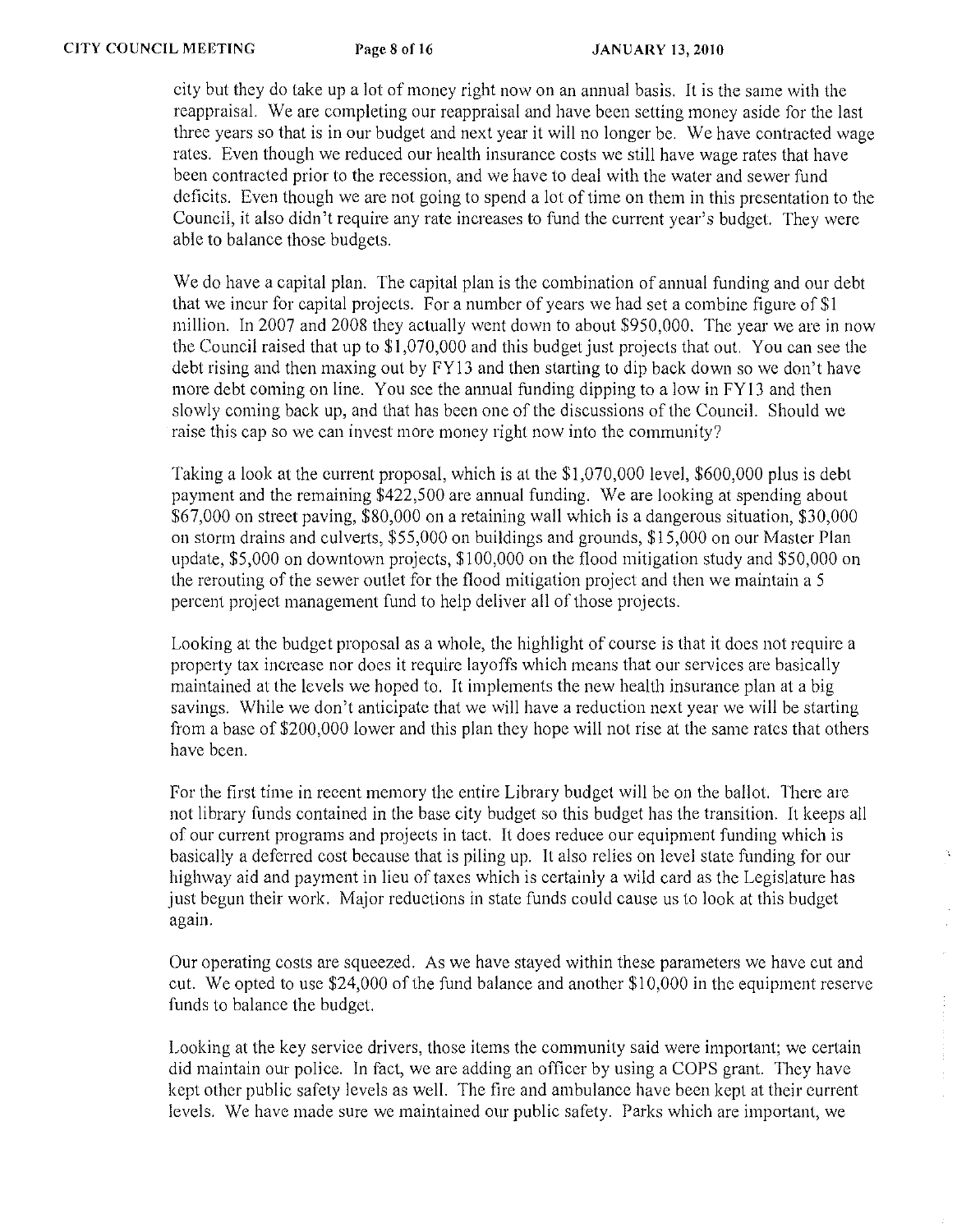city but they do take up a lot of money right now on an annual basis. It is the same with the reappraisal. We are completing our reappraisal and have been setting money aside for the last three years so that is in our budget and next year it will no longer be. We have contracted wage rates. Even though we reduced our health insurance costs we still have wage rates that have been contracted prior to the recession, and we have to deal with the water and sewer fund deficits. Even though we are not going to spend a lot of time on them in this presentation to the Council, it also didn't require any rate increases to fund the current year's budget. They were able to balance those budgets.

We do have a capital plan. The capital plan is the combination of annual funding and our debt that we incur for capital projects. For a number of years we had set a combine figure of $1 million. In 2007 and 2008 they actually went down to about $950,000. The year we are in now the Council raised that up to $1,070,000 and this budget just projects that out. You can see the debt rising and then maxing out by FY13 and then starting to dip back down so we don't have more debt coming on line. You see the annual funding dipping to a low in FY13 and then slowly coming back up, and that has been one of the discussions of the Council. Should we raise this cap so we can invest more money right now into the community?

Taking a look at the current proposal, which is at the $1,070,000 level, $600,000 plus is debt payment and the remaining $422,500 are annual funding. We are looking at spending about $67,000 on street paving, $80,000 on a retaining wall which is a dangerous situation, $30,000 on storm drains and culverts, $55,000 on buildings and grounds, $15,000 on our Master Plan update, $5,000 on downtown projects, $100,000 on the flood mitigation study and $50,000 on the rerouting of the sewer outlet for the flood mitigation project and then we maintain a 5 percent project management fund to help deliver all of those projects.

Looking at the budget proposal as a whole, the highlight of course is that it does not require a property tax increase nor does it require layoffs which means that our services are basically maintained at the levels we hoped to. It implements the new health insurance plan at a big savings. While we don't anticipate that we will have a reduction next year we will be starting from a base of $200,000 lower and this plan they hope will not rise at the same rates that others have been.

For the first time in recent memory the entire Library budget will be on the ballot. There are not library funds contained in the base city budget so this budget has the transition. It keeps all of our current programs and projects in tact. It does reduce our equipment funding which is basically a deferred cost because that is piling up. It also relies on level state funding for our highway aid and payment in lieu of taxes which is certainly a wild card as the Legislature has just begun their work. Major reductions in state funds could cause us to look at this budget again.

Our operating costs are squeezed. As we have stayed within these parameters we have cut and cut. We opted to use $24,000 of the fund balance and another $10,000 in the equipment reserve funds to balance the budget.

Looking at the key service drivers, those items the community said were important; we certain did maintain our police. In fact, we are adding an officer by using a COPS grant. They have kept other public safety levels as well. The fire and ambulance have been kept at their current levels. We have made sure we maintained our public safety. Parks which are important, we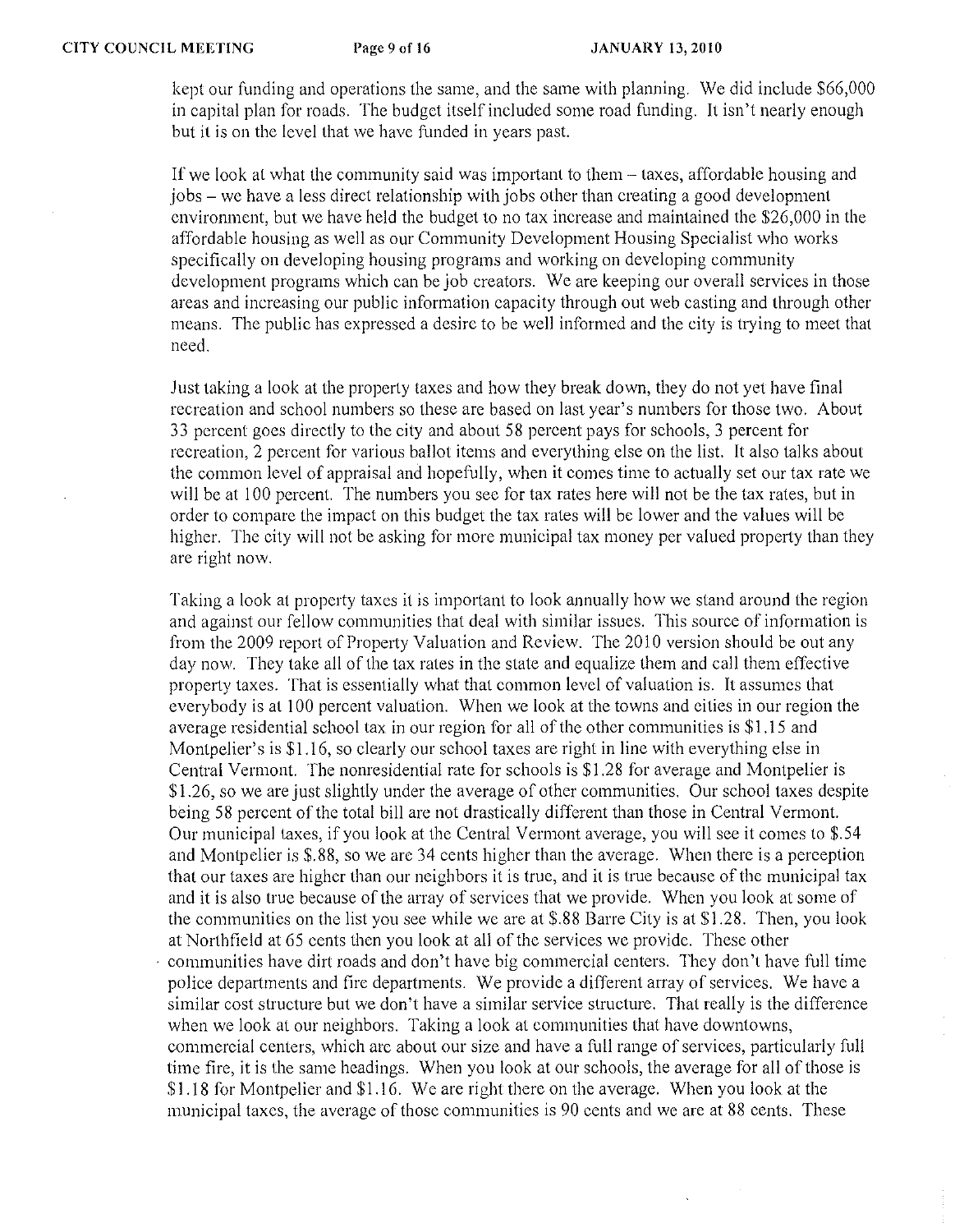kept our funding and operations the same, and the same with planning. We did include $66,000 in capital plan for roads. The budget itself included some road funding. It isn't nearly enough but it is on the level that we have funded in years past.

If we look at what the community said was important to them – taxes, affordable housing and jobs – we have a less direct relationship with jobs other than creating a good development environment, but we have held the budget to no tax increase and maintained the $26,000 in the affordable housing as well as our Community Development Housing Specialist who works specifically on developing housing programs and working on developing community development programs which can be job creators. We are keeping our overall services in those areas and increasing our public information capacity through out web casting and through other means. The public has expressed a desire to be well informed and the city is trying to meet that need.

Just taking a look at the property taxes and how they break down, they do not yet have final recreation and school numbers so these are based on last year's numbers for those two. About 33 percent goes directly to the city and about 58 percent pays for schools, 3 percent for recreation, 2 percent for various ballot items and everything else on the list. It also talks about the common level of appraisal and hopefully, when it comes time to actually set our tax rate we will be at 100 percent. The numbers you see for tax rates here will not be the tax rates, but in order to compare the impact on this budget the tax rates will be lower and the values will be higher. The city will not be asking for more municipal tax money per valued property than they are right now.

Taking a look at property taxes it is important to look annually how we stand around the region and against our fellow communities that deal with similar issues. This source of information is from the 2009 report of Property Valuation and Review. The 2010 version should be out any day now. They take all of the tax rates in the state and equalize them and call them effective property taxes. That is essentially what that common level of valuation is. It assumes that everybody is at 100 percent valuation. When we look at the towns and cities in our region the average residential school tax in our region for all of the other communities is $1.15 and Montpelier's is $1.16, so clearly our school taxes are right in line with everything else in Central Vermont. The nonresidential rate for schools is $1.28 for average and Montpelier is $1.26, so we are just slightly under the average of other communities. Our school taxes despite being 58 percent of the total bill are not drastically different than those in Central Vermont. Our municipal taxes, if you look at the Central Vermont average, you will see it comes to $.54 and Montpelier is $.88, so we are 34 cents higher than the average. When there is a perception that our taxes are higher than our neighbors it is true, and it is true because of the municipal tax and it is also true because of the array of services that we provide. When you look at some of the communities on the list you see while we are at $.88 Barre City is at $1.28. Then, you look at Northfield at 65 cents then you look at all of the services we provide. These other communities have dirt roads and don't have big commercial centers. They don't have full time police departments and fire departments. We provide a different array of services. We have a similar cost structure but we don't have a similar service structure. That really is the difference when we look at our neighbors. Taking a look at communities that have downtowns, commercial centers, which are about our size and have a full range of services, particularly full time fire, it is the same headings. When you look at our schools, the average for all of those is $1.18 for Montpelier and $1.16. We are right there on the average. When you look at the municipal taxes, the average of those communities is 90 cents and we are at 88 cents. These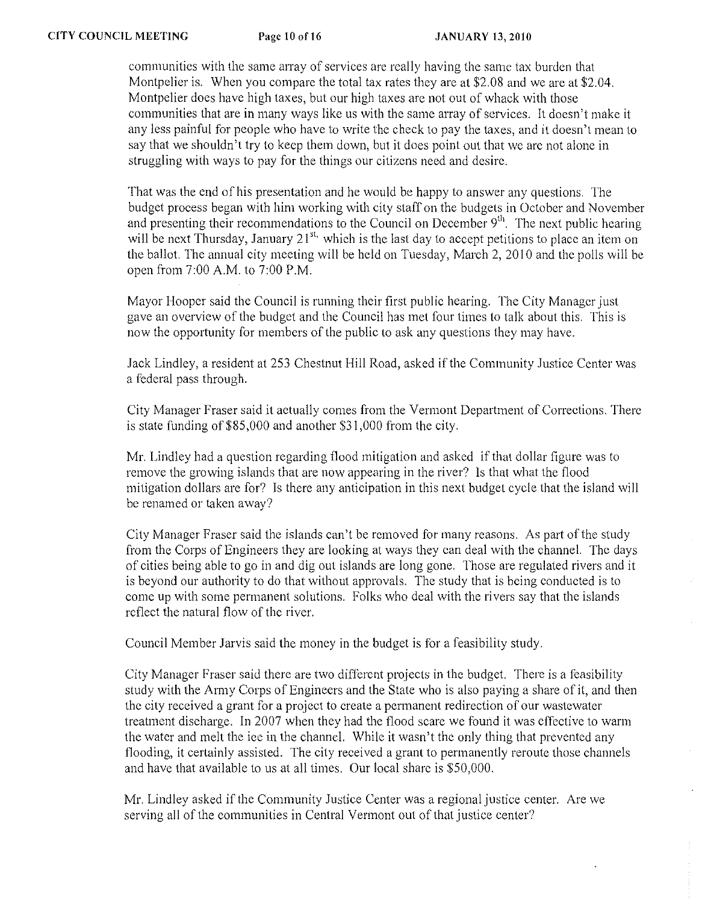communities with the same array of services are really having the same tax burden that Montpelier is. When you compare the total tax rates they are at $2.08 and we are at $2.04. Montpelier does have high taxes, but our high taxes are not out of whack with those communities that are in many ways like us with the same array of services. It doesn't make it any less painful for people who have to write the check to pay the taxes, and it doesn't mean to say that we shouldn't try to keep them down, but it does point out that we are not alone in struggling with ways to pay for the things our citizens need and desire.

That was the end of his presentation and he would be happy to answer any questions. The budget process began with him working with city staff on the budgets in October and November and presenting their recommendations to the Council on December 9th. The next public hearing will be next Thursday, January 21st, which is the last day to accept petitions to place an item on the ballot. The annual city meeting will be held on Tuesday, March 2, 2010 and the polls will be open from 7:00 A.M. to 7:00 P.M.

Mayor Hooper said the Council is running their first public hearing. The City Manager just gave an overview of the budget and the Council has met four times to talk about this. This is now the opportunity for members of the public to ask any questions they may have.

Jack Lindley, a resident at 253 Chestnut Hill Road, asked if the Community Justice Center was a federal pass through.

City Manager Fraser said it actually comes from the Vermont Department of Corrections. There is state funding of $85,000 and another $31,000 from the city.

Mr. Lindley had a question regarding flood mitigation and asked if that dollar figure was to remove the growing islands that are now appearing in the river? Is that what the flood mitigation dollars are for? Is there any anticipation in this next budget cycle that the island will be renamed or taken away?

City Manager Fraser said the islands can't be removed for many reasons. As part of the study from the Corps of Engineers they are looking at ways they can deal with the channel. The days of cities being able to go in and dig out islands are long gone. Those are regulated rivers and it is beyond our authority to do that without approvals. The study that is being conducted is to come up with some permanent solutions. Folks who deal with the rivers say that the islands reflect the natural flow of the river.

Council Member Jarvis said the money in the budget is for a feasibility study.

City Manager Fraser said there are two different projects in the budget. There is a feasibility study with the Army Corps of Engineers and the State who is also paying a share of it, and then the city received a grant for a project to create a permanent redirection of our wastewater treatment discharge. In 2007 when they had the flood scare we found it was effective to warm the water and melt the ice in the channel. While it wasn't the only thing that prevented any flooding, it certainly assisted. The city received a grant to permanently reroute those channels and have that available to us at all times. Our local share is $50,000.

Mr. Lindley asked if the Community Justice Center was a regional justice center. Are we serving all of the communities in Central Vermont out of that justice center?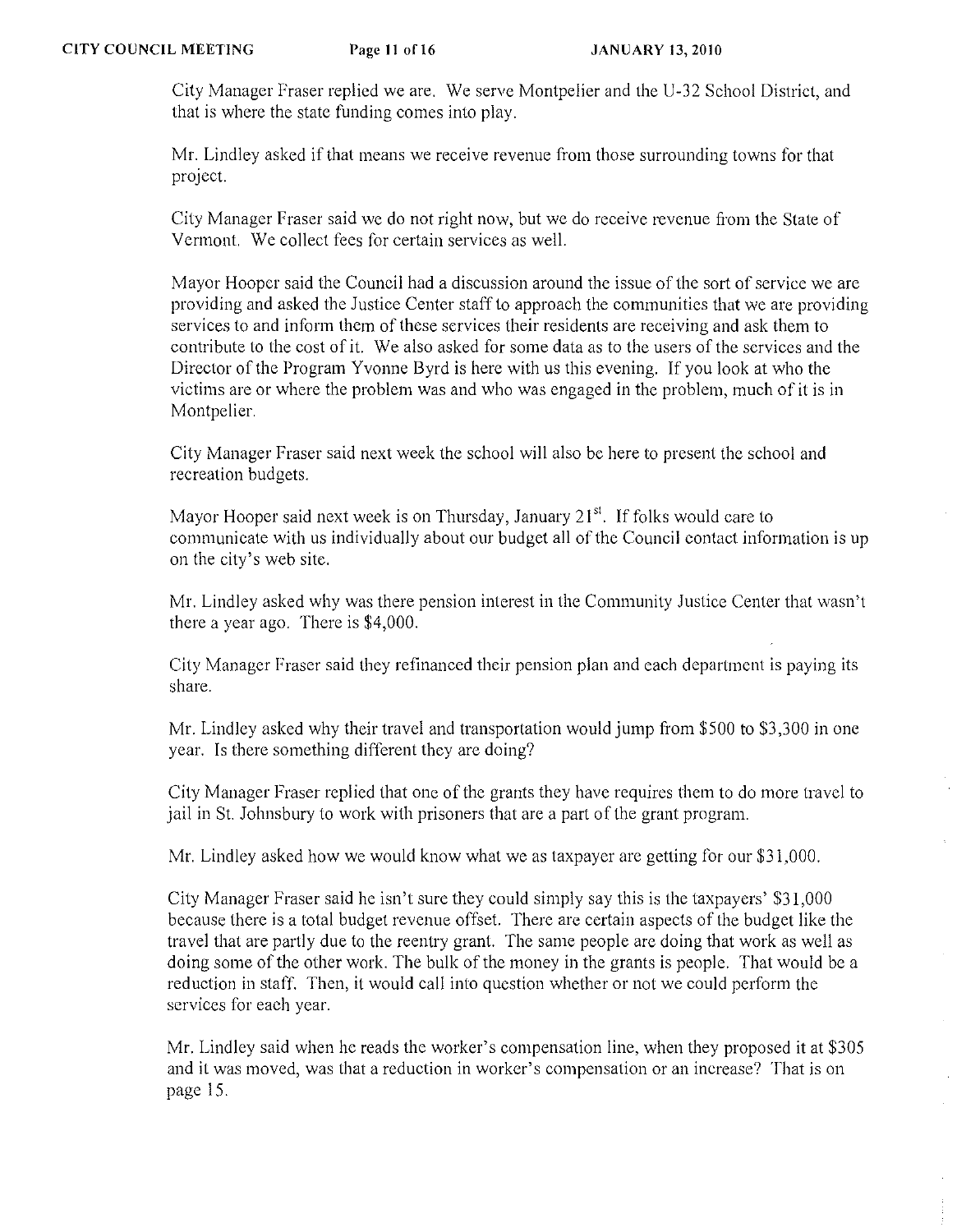City Manager Fraser replied we are. We serve Montpelier and the U-32 School District, and that is where the state funding comes into play.

Mr. Lindley asked if that means we receive revenue from those surrounding towns for that project.

City Manager Fraser said we do not right now, but we do receive revenue from the State of Vermont. We collect fees for certain services as well.

Mayor Hooper said the Council had a discussion around the issue of the sort of service we are providing and asked the Justice Center staff to approach the communities that we are providing services to and inform them of these services their residents are receiving and ask them to contribute to the cost of it. We also asked for some data as to the users of the services and the Director of the Program Yvonne Byrd is here with us this evening. If you look at who the victims are or where the problem was and who was engaged in the problem, much of it is in Montpelier.

City Manager Fraser said next week the school will also be here to present the school and recreation budgets.

Mayor Hooper said next week is on Thursday, January 21st. If folks would care to communicate with us individually about our budget all of the Council contact information is up on the city's web site.

Mr. Lindley asked why was there pension interest in the Community Justice Center that wasn't there a year ago. There is $4,000.

City Manager Fraser said they refinanced their pension plan and each department is paying its share.

Mr. Lindley asked why their travel and transportation would jump from $500 to $3,300 in one year. Is there something different they are doing?

City Manager Fraser replied that one of the grants they have requires them to do more travel to jail in St. Johnsbury to work with prisoners that are a part of the grant program.

Mr. Lindley asked how we would know what we as taxpayer are getting for our $31,000.

City Manager Fraser said he isn't sure they could simply say this is the taxpayers' $31,000 because there is a total budget revenue offset. There are certain aspects of the budget like the travel that are partly due to the reentry grant. The same people are doing that work as well as doing some of the other work. The bulk of the money in the grants is people. That would be a reduction in staff. Then, it would call into question whether or not we could perform the services for each year.

Mr. Lindley said when he reads the worker's compensation line, when they proposed it at $305 and it was moved, was that a reduction in worker's compensation or an increase? That is on page 15.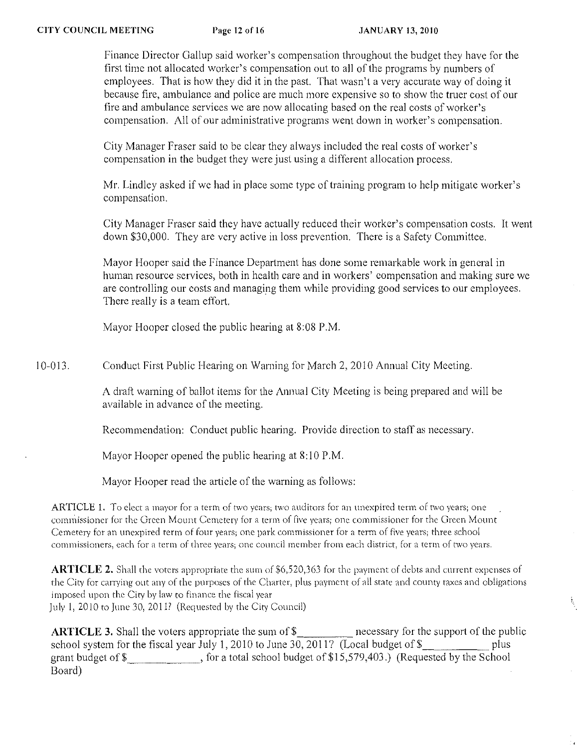Finance Director Gallup said worker's compensation throughout the budget they have for the first time not allocated worker's compensation out to all of the programs by numbers of employees. That is how they did it in the past. That wasn't a very accurate way of doing it because fire, ambulance and police are much more expensive so to show the truer cost of our fire and ambulance services we are now allocating based on the real costs of worker's compensation. All of our administrative programs went down in worker's compensation.

City Manager Fraser said to be clear they always included the real costs of worker's compensation in the budget they were just using a different allocation process.

Mr. Lindley asked if we had in place some type of training program to help mitigate worker's compensation.

City Manager Fraser said they have actually reduced their worker's compensation costs. It went down $30,000. They are very active in loss prevention. There is a Safety Committee.

Mayor Hooper said the Finance Department has done some remarkable work in general in human resource services, both in health care and in workers' compensation and making sure we are controlling our costs and managing them while providing good services to our employees. There really is a team effort.

Mayor Hooper closed the public hearing at 8:08 P.M.

10-013. Conduct First Public Hearing on Warning for March 2, 2010 Annual City Meeting.

A draft warning of ballot items for the Annual City Meeting is being prepared and will be available in advance of the meeting.

Recommendation: Conduct public hearing. Provide direction to staff as necessary.

Mayor Hooper opened the public hearing at 8:10 P.M.

Mayor Hooper read the article of the warning as follows:

ARTICLE 1. To elect a mayor for a term of two years; two auditors for an unexpired term of two years; one commissioner for the Green Mount Cemetery for a term of five years; one commissioner for the Green Mount Cemetery for an unexpired term of four years; one park commissioner for a term of five years; three school commissioners, each for a term of three years; one council member from each district, for a term of two years.

**ARTICLE 2.** Shall the voters appropriate the sum of $6,520,363 for the payment of debts and current expenses of the City for carrying out any of the purposes of the Charter, plus payment of all state and county taxes and obligations imposed upon the City by law to finance the fiscal year July 1, 2010 to June 30, 2011? (Requested by the City Council)

**ARTICLE 3.** Shall the voters appropriate the sum of $_________ necessary for the support of the public school system for the fiscal year July 1, 2010 to June 30, 2011? (Local budget of $___________ plus grant budget of $_____________, for a total school budget of $15,579,403.) (Requested by the School Board)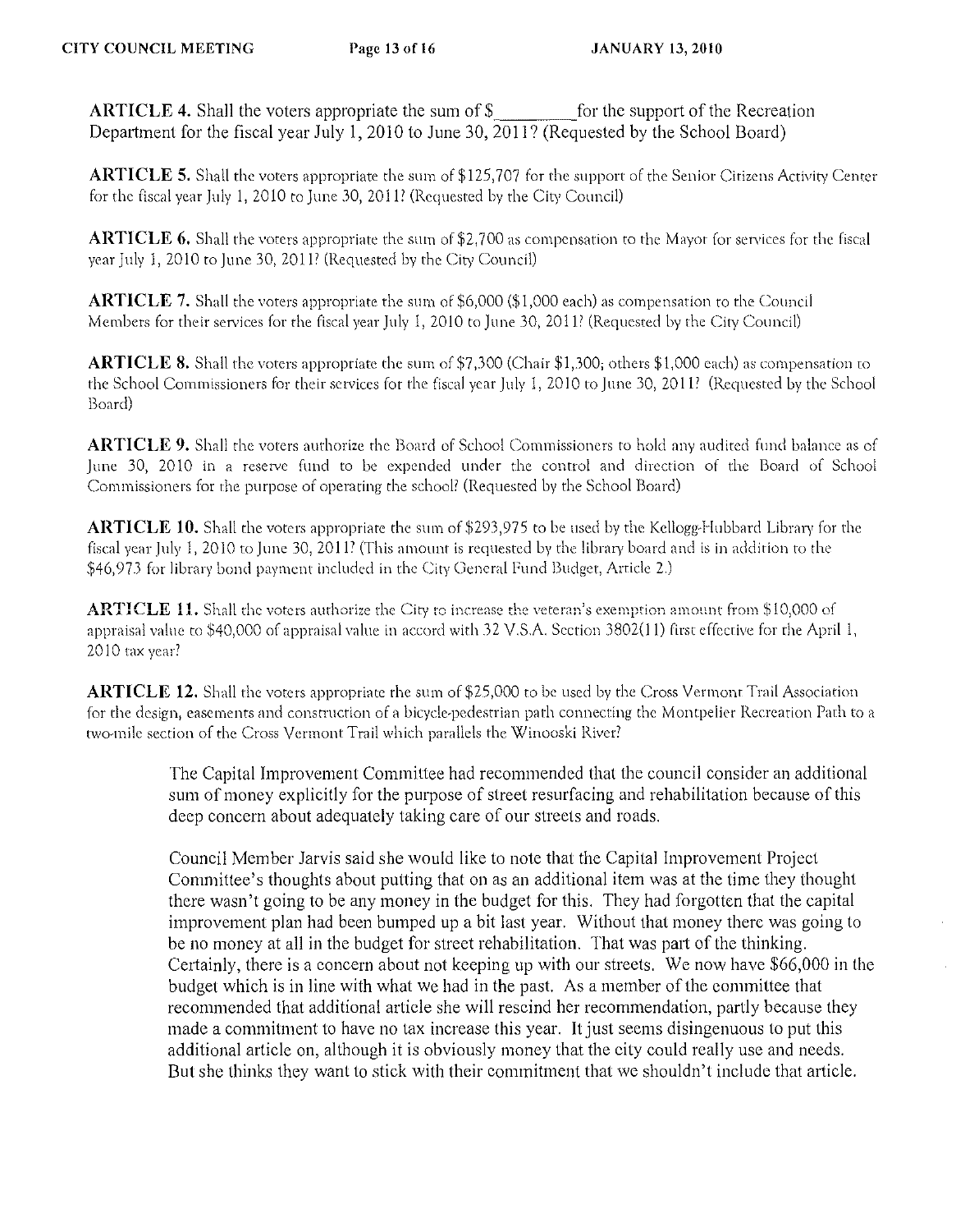**ARTICLE 4.** Shall the voters appropriate the sum of $_________ for the support of the Recreation Department for the fiscal year July 1, 2010 to June 30, 2011? (Requested by the School Board)

**ARTICLE 5.** Shall the voters appropriate the sum of $125,707 for the support of the Senior Citizens Activity Center for the fiscal year July 1, 2010 to June 30, 2011? (Requested by the City Council)

**ARTICLE 6.** Shall the voters appropriate the sum of $2,700 as compensation to the Mayor for services for the fiscal year July 1, 2010 to June 30, 2011? (Requested by the City Council)

**ARTICLE 7.** Shall the voters appropriate the sum of $6,000 ($1,000 each) as compensation to the Council Members for their services for the fiscal year July 1, 2010 to June 30, 2011? (Requested by the City Council)

**ARTICLE 8.** Shall the voters appropriate the sum of $7,300 (Chair $1,300; others $1,000 each) as compensation to the School Commissioners for their services for the fiscal year July 1, 2010 to June 30, 2011? (Requested by the School Board)

**ARTICLE 9.** Shall the voters authorize the Board of School Commissioners to hold any audited fund balance as of June 30, 2010 in a reserve fund to be expended under the control and direction of the Board of School Commissioners for the purpose of operating the school? (Requested by the School Board)

**ARTICLE 10.** Shall the voters appropriate the sum of $293,975 to be used by the Kellogg-Hubbard Library for the fiscal year July 1, 2010 to June 30, 2011? (This amount is requested by the library board and is in addition to the $46,973 for library bond payment included in the City General Fund Budget, Article 2.)

**ARTICLE 11.** Shall the voters authorize the City to increase the veteran's exemption amount from $10,000 of appraisal value to $40,000 of appraisal value in accord with 32 V.S.A. Section 3802(11) first effective for the April 1, 2010 tax year?

**ARTICLE 12.** Shall the voters appropriate the sum of $25,000 to be used by the Cross Vermont Trail Association for the design, easements and construction of a bicycle-pedestrian path connecting the Montpelier Recreation Path to a two-mile section of the Cross Vermont Trail which parallels the Winooski River?

The Capital Improvement Committee had recommended that the council consider an additional sum of money explicitly for the purpose of street resurfacing and rehabilitation because of this deep concern about adequately taking care of our streets and roads.

Council Member Jarvis said she would like to note that the Capital Improvement Project Committee's thoughts about putting that on as an additional item was at the time they thought there wasn't going to be any money in the budget for this. They had forgotten that the capital improvement plan had been bumped up a bit last year. Without that money there was going to be no money at all in the budget for street rehabilitation. That was part of the thinking. Certainly, there is a concern about not keeping up with our streets. We now have $66,000 in the budget which is in line with what we had in the past. As a member of the committee that recommended that additional article she will rescind her recommendation, partly because they made a commitment to have no tax increase this year. It just seems disingenuous to put this additional article on, although it is obviously money that the city could really use and needs. But she thinks they want to stick with their commitment that we shouldn't include that article.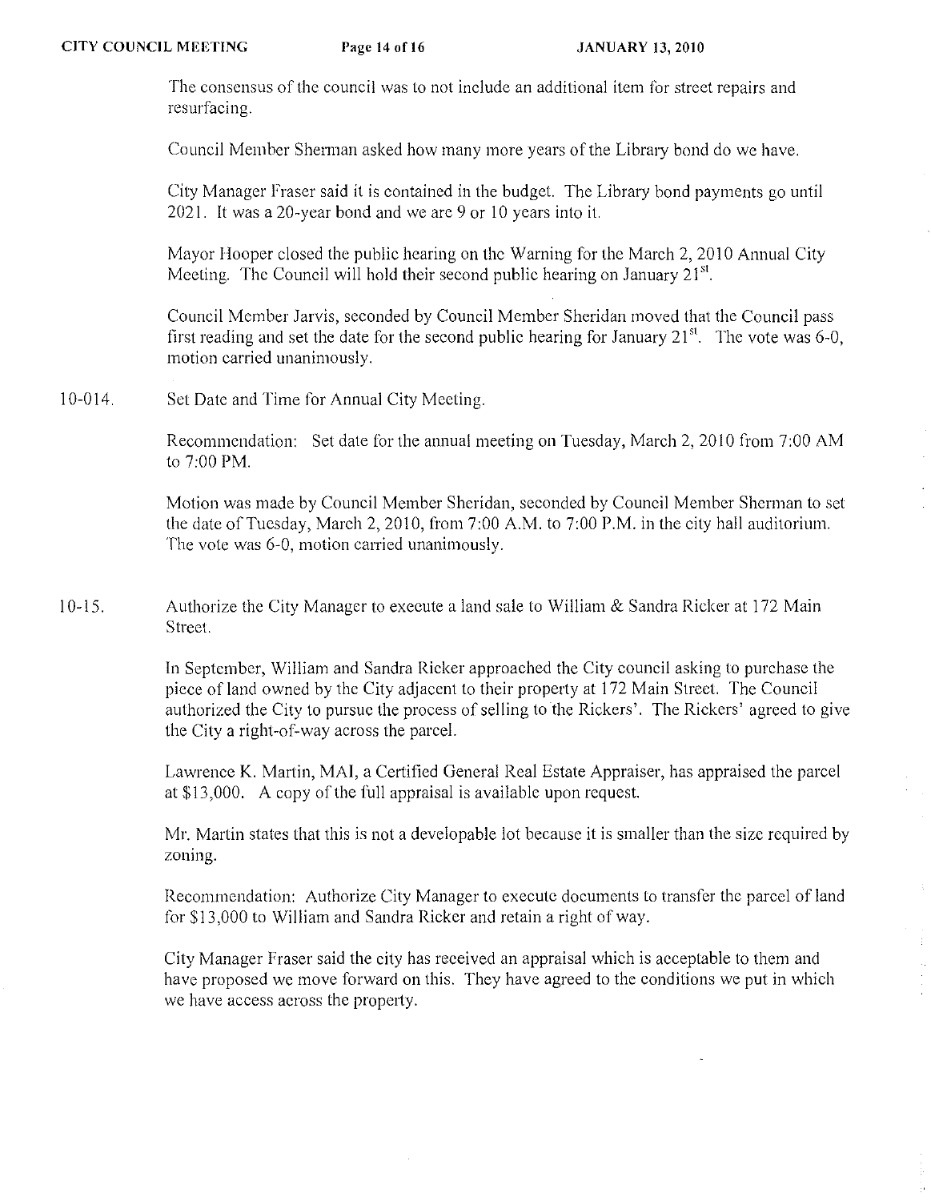The consensus of the council was to not include an additional item for street repairs and resurfacing.

Council Member Sherman asked how many more years of the Library bond do we have.

City Manager Fraser said it is contained in the budget. The Library bond payments go until 2021. It was a 20-year bond and we are 9 or 10 years into it.

Mayor Hooper closed the public hearing on the Warning for the March 2, 2010 Annual City Meeting. The Council will hold their second public hearing on January 21st.

Council Member Jarvis, seconded by Council Member Sheridan moved that the Council pass first reading and set the date for the second public hearing for January 21st. The vote was 6-0, motion carried unanimously.

10-014. Set Date and Time for Annual City Meeting.

Recommendation: Set date for the annual meeting on Tuesday, March 2, 2010 from 7:00 AM to 7:00 PM.

Motion was made by Council Member Sheridan, seconded by Council Member Sherman to set the date of Tuesday, March 2, 2010, from 7:00 A.M. to 7:00 P.M. in the city hall auditorium. The vote was 6-0, motion carried unanimously.

10-15. Authorize the City Manager to execute a land sale to William & Sandra Ricker at 172 Main Street.

In September, William and Sandra Ricker approached the City council asking to purchase the piece of land owned by the City adjacent to their property at 172 Main Street. The Council authorized the City to pursue the process of selling to the Rickers'. The Rickers' agreed to give the City a right-of-way across the parcel.

Lawrence K. Martin, MAI, a Certified General Real Estate Appraiser, has appraised the parcel at $13,000. A copy of the full appraisal is available upon request.

Mr. Martin states that this is not a developable lot because it is smaller than the size required by zoning.

Recommendation: Authorize City Manager to execute documents to transfer the parcel of land for $13,000 to William and Sandra Ricker and retain a right of way.

City Manager Fraser said the city has received an appraisal which is acceptable to them and have proposed we move forward on this. They have agreed to the conditions we put in which we have access across the property.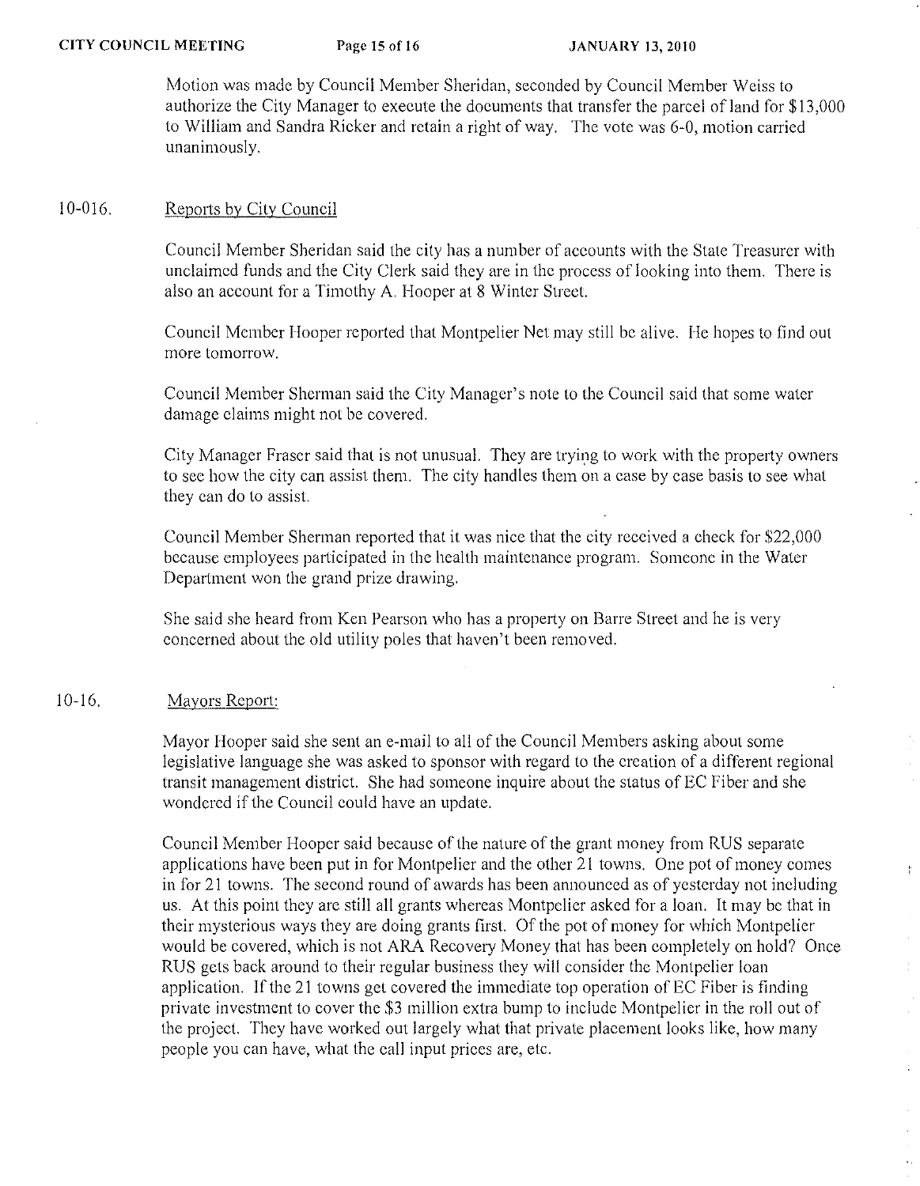Motion was made by Council Member Sheridan, seconded by Council Member Weiss to authorize the City Manager to execute the documents that transfer the parcel of land for $13,000 to William and Sandra Ricker and retain a right of way. The vote was 6-0, motion carried unanimously.

## 10-016. Reports by City Council

Council Member Sheridan said the city has a number of accounts with the State Treasurer with unclaimed funds and the City Clerk said they are in the process of looking into them. There is also an account for a Timothy A. Hooper at 8 Winter Street.

Council Member Hooper reported that Montpelier Net may still be alive. He hopes to find out more tomorrow.

Council Member Sherman said the City Manager's note to the Council said that some water damage claims might not be covered.

City Manager Fraser said that is not unusual. They are trying to work with the property owners to see how the city can assist them. The city handles them on a case by case basis to see what they can do to assist.

Council Member Sherman reported that it was nice that the city received a check for $22,000 because employees participated in the health maintenance program. Someone in the Water Department won the grand prize drawing.

She said she heard from Ken Pearson who has a property on Barre Street and he is very concerned about the old utility poles that haven't been removed.

## 10-16. Mayors Report:

Mayor Hooper said she sent an e-mail to all of the Council Members asking about some legislative language she was asked to sponsor with regard to the creation of a different regional transit management district. She had someone inquire about the status of EC Fiber and she wondered if the Council could have an update.

Council Member Hooper said because of the nature of the grant money from RUS separate applications have been put in for Montpelier and the other 21 towns. One pot of money comes in for 21 towns. The second round of awards has been announced as of yesterday not including us. At this point they are still all grants whereas Montpelier asked for a loan. It may be that in their mysterious ways they are doing grants first. Of the pot of money for which Montpelier would be covered, which is not ARA Recovery Money that has been completely on hold? Once RUS gets back around to their regular business they will consider the Montpelier loan application. If the 21 towns get covered the immediate top operation of EC Fiber is finding private investment to cover the $3 million extra bump to include Montpelier in the roll out of the project. They have worked out largely what that private placement looks like, how many people you can have, what the call input prices are, etc.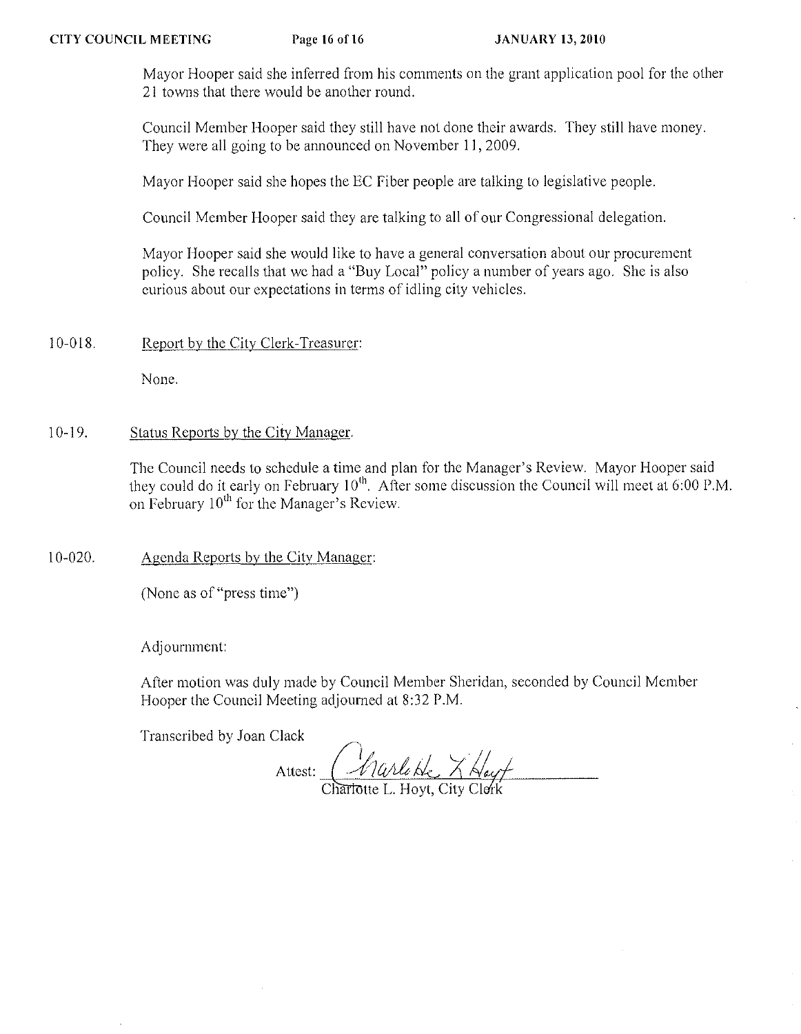Mayor Hooper said she inferred from his comments on the grant application pool for the other 21 towns that there would be another round.

Council Member Hooper said they still have not done their awards. They still have money. They were all going to be announced on November 11, 2009.

Mayor Hooper said she hopes the EC Fiber people are talking to legislative people.

Council Member Hooper said they are talking to all of our Congressional delegation.

Mayor Hooper said she would like to have a general conversation about our procurement policy. She recalls that we had a "Buy Local" policy a number of years ago. She is also curious about our expectations in terms of idling city vehicles.

10-018. Report by the City Clerk-Treasurer:

None.

10-19. Status Reports by the City Manager.

The Council needs to schedule a time and plan for the Manager's Review. Mayor Hooper said they could do it early on February 10th. After some discussion the Council will meet at 6:00 P.M. on February 10th for the Manager's Review.

10-020. Agenda Reports by the City Manager:

(None as of "press time")

Adjournment:

After motion was duly made by Council Member Sheridan, seconded by Council Member Hooper the Council Meeting adjourned at 8:32 P.M.

Transcribed by Joan Clack

Attest: Charlotte L. Hoyt

Charlotte L. Hoyt, City Clerk